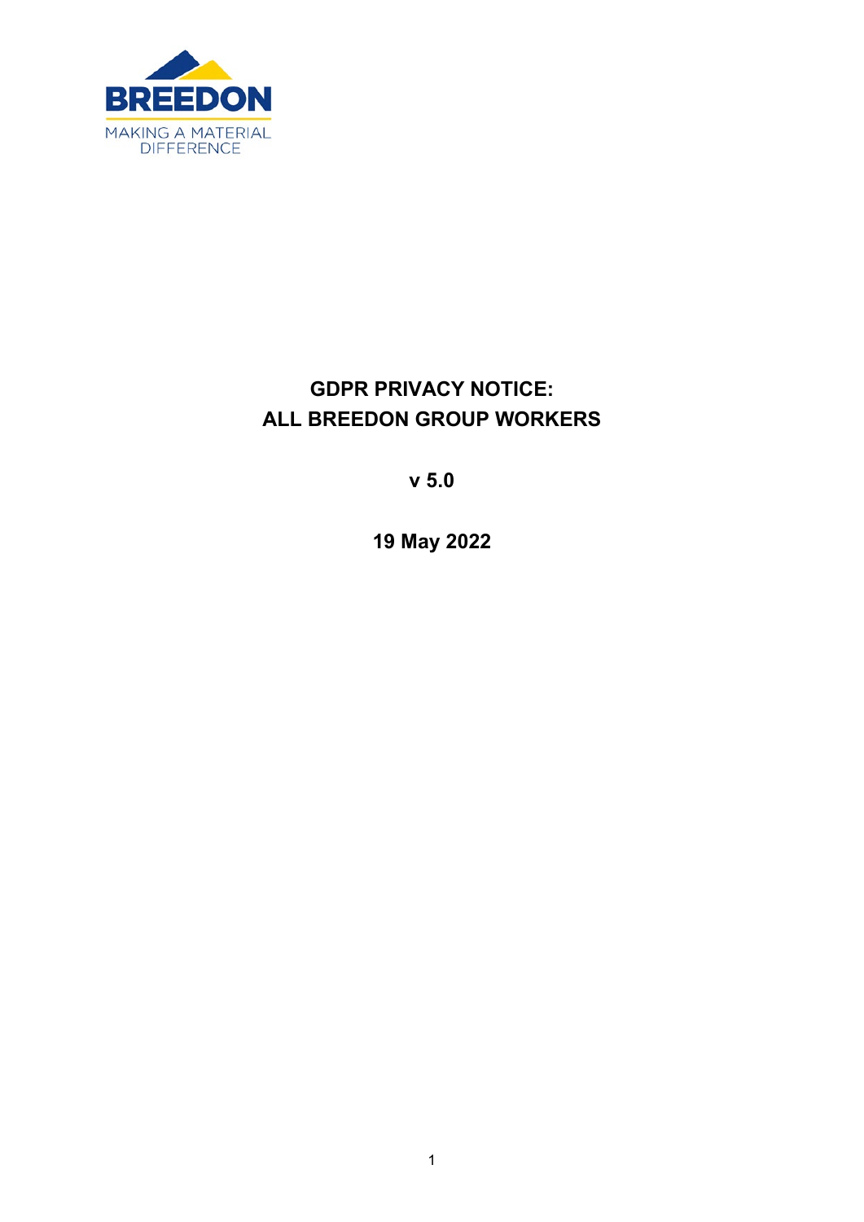BREEDON

MAKING A MATERIAL DIFFERENCE

# GDPR PRIVACY NOTICE: ALL BREEDON GROUP WORKERS

**v 5.0**

**19 May 2022**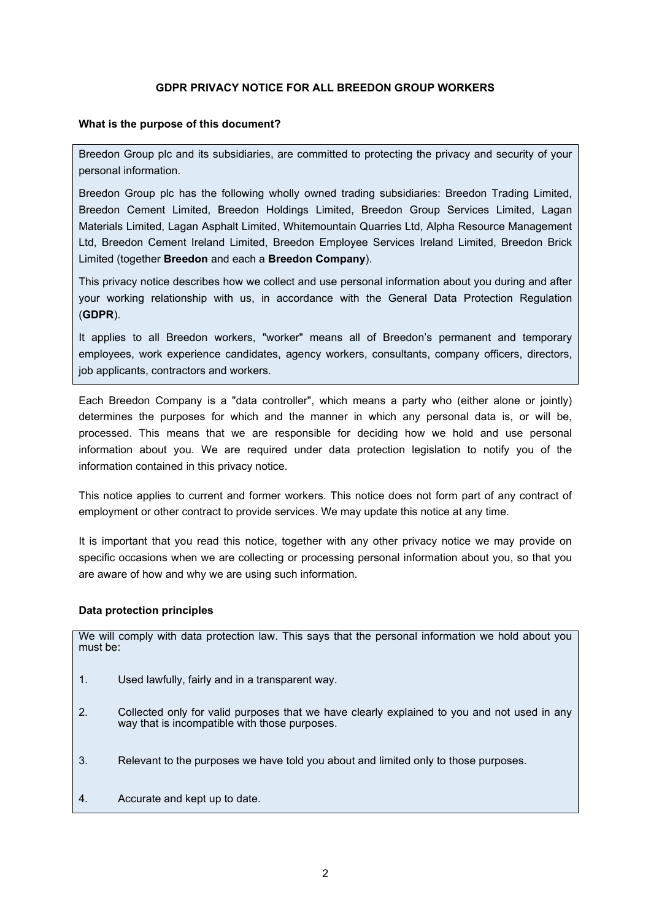**GDPR PRIVACY NOTICE FOR ALL BREEDON GROUP WORKERS**

**What is the purpose of this document?**

Breedon Group plc and its subsidiaries, are committed to protecting the privacy and security of your personal information.

Breedon Group plc has the following wholly owned trading subsidiaries: Breedon Trading Limited, Breedon Cement Limited, Breedon Holdings Limited, Breedon Group Services Limited, Lagan Materials Limited, Lagan Asphalt Limited, Whitemountain Quarries Ltd, Alpha Resource Management Ltd, Breedon Cement Ireland Limited, Breedon Employee Services Ireland Limited, Breedon Brick Limited (together **Breedon** and each a **Breedon Company**).

This privacy notice describes how we collect and use personal information about you during and after your working relationship with us, in accordance with the General Data Protection Regulation (**GDPR**).

It applies to all Breedon workers, "worker" means all of Breedon's permanent and temporary employees, work experience candidates, agency workers, consultants, company officers, directors, job applicants, contractors and workers.

Each Breedon Company is a "data controller", which means a party who (either alone or jointly) determines the purposes for which and the manner in which any personal data is, or will be, processed. This means that we are responsible for deciding how we hold and use personal information about you. We are required under data protection legislation to notify you of the information contained in this privacy notice.

This notice applies to current and former workers. This notice does not form part of any contract of employment or other contract to provide services. We may update this notice at any time.

It is important that you read this notice, together with any other privacy notice we may provide on specific occasions when we are collecting or processing personal information about you, so that you are aware of how and why we are using such information.

**Data protection principles**

We will comply with data protection law. This says that the personal information we hold about you must be:

1. Used lawfully, fairly and in a transparent way.
2. Collected only for valid purposes that we have clearly explained to you and not used in any way that is incompatible with those purposes.
3. Relevant to the purposes we have told you about and limited only to those purposes.
4. Accurate and kept up to date.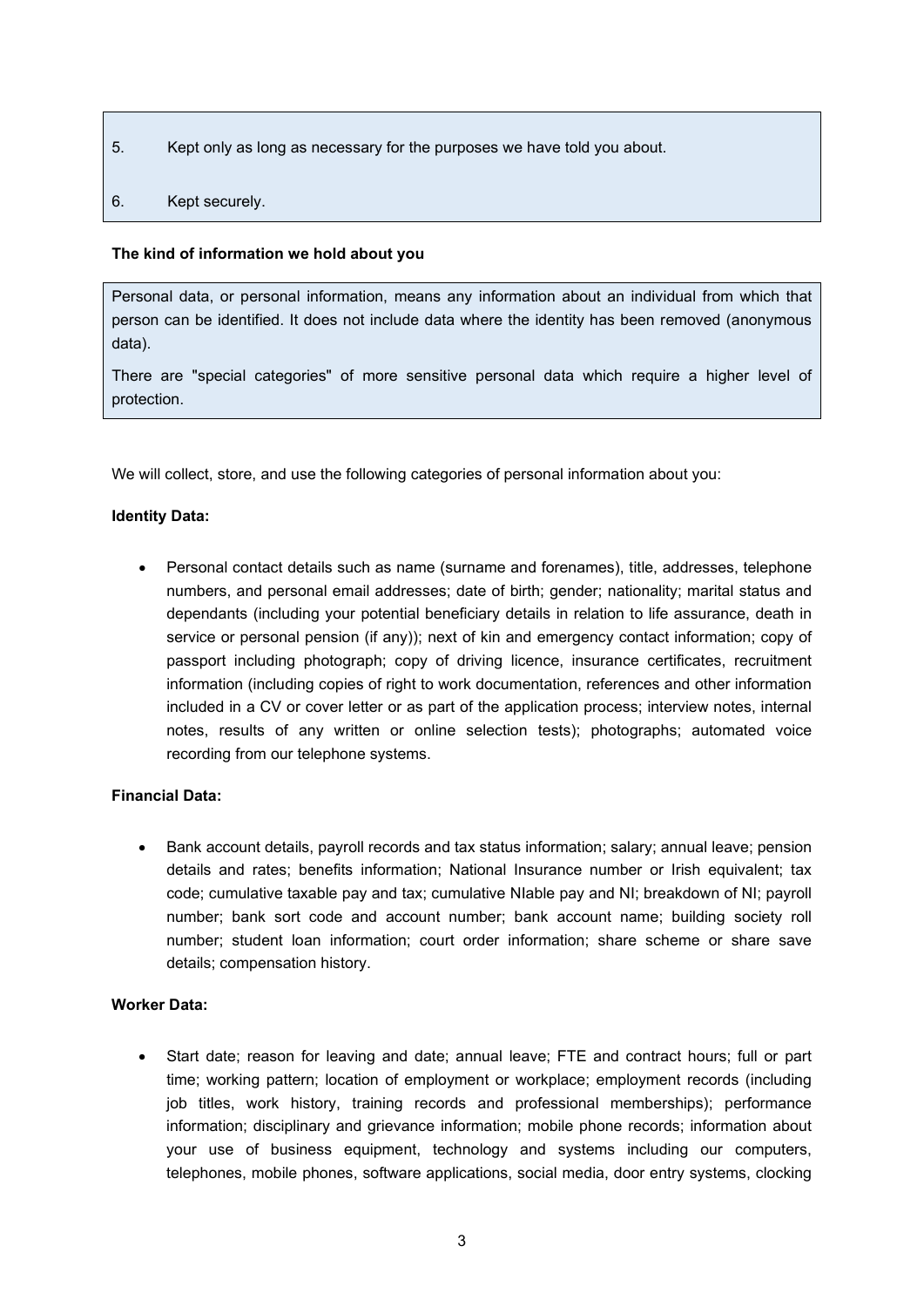5. Kept only as long as necessary for the purposes we have told you about.

6. Kept securely.

**The kind of information we hold about you**

Personal data, or personal information, means any information about an individual from which that person can be identified. It does not include data where the identity has been removed (anonymous data).

There are "special categories" of more sensitive personal data which require a higher level of protection.

We will collect, store, and use the following categories of personal information about you:

**Identity Data:**

- Personal contact details such as name (surname and forenames), title, addresses, telephone numbers, and personal email addresses; date of birth; gender; nationality; marital status and dependants (including your potential beneficiary details in relation to life assurance, death in service or personal pension (if any)); next of kin and emergency contact information; copy of passport including photograph; copy of driving licence, insurance certificates, recruitment information (including copies of right to work documentation, references and other information included in a CV or cover letter or as part of the application process; interview notes, internal notes, results of any written or online selection tests); photographs; automated voice recording from our telephone systems.

**Financial Data:**

- Bank account details, payroll records and tax status information; salary; annual leave; pension details and rates; benefits information; National Insurance number or Irish equivalent; tax code; cumulative taxable pay and tax; cumulative NIable pay and NI; breakdown of NI; payroll number; bank sort code and account number; bank account name; building society roll number; student loan information; court order information; share scheme or share save details; compensation history.

**Worker Data:**

- Start date; reason for leaving and date; annual leave; FTE and contract hours; full or part time; working pattern; location of employment or workplace; employment records (including job titles, work history, training records and professional memberships); performance information; disciplinary and grievance information; mobile phone records; information about your use of business equipment, technology and systems including our computers, telephones, mobile phones, software applications, social media, door entry systems, clocking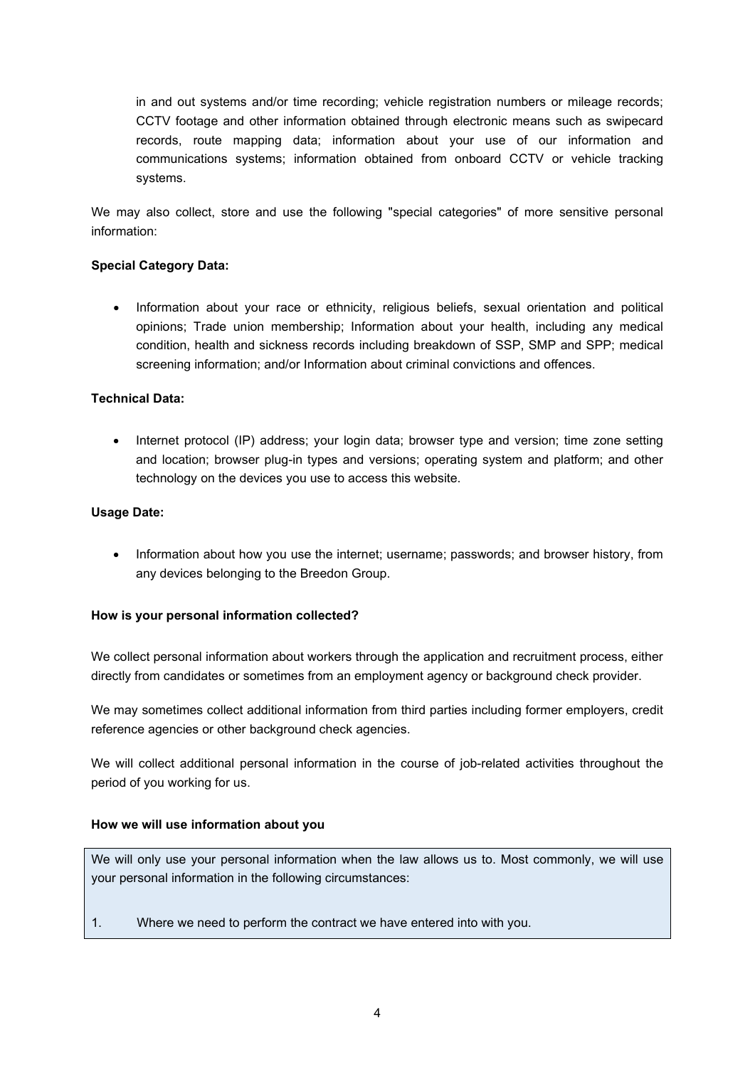in and out systems and/or time recording; vehicle registration numbers or mileage records; CCTV footage and other information obtained through electronic means such as swipecard records, route mapping data; information about your use of our information and communications systems; information obtained from onboard CCTV or vehicle tracking systems.

We may also collect, store and use the following "special categories" of more sensitive personal information:

**Special Category Data:**

- Information about your race or ethnicity, religious beliefs, sexual orientation and political opinions; Trade union membership; Information about your health, including any medical condition, health and sickness records including breakdown of SSP, SMP and SPP; medical screening information; and/or Information about criminal convictions and offences.

**Technical Data:**

- Internet protocol (IP) address; your login data; browser type and version; time zone setting and location; browser plug-in types and versions; operating system and platform; and other technology on the devices you use to access this website.

**Usage Date:**

- Information about how you use the internet; username; passwords; and browser history, from any devices belonging to the Breedon Group.

**How is your personal information collected?**

We collect personal information about workers through the application and recruitment process, either directly from candidates or sometimes from an employment agency or background check provider.

We may sometimes collect additional information from third parties including former employers, credit reference agencies or other background check agencies.

We will collect additional personal information in the course of job-related activities throughout the period of you working for us.

**How we will use information about you**

We will only use your personal information when the law allows us to. Most commonly, we will use your personal information in the following circumstances:

1. Where we need to perform the contract we have entered into with you.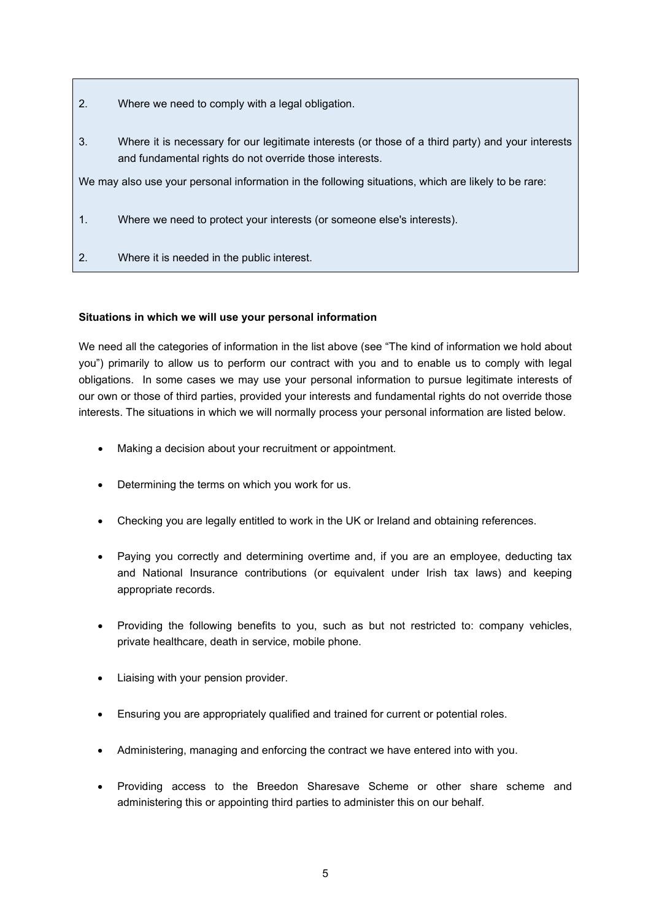2. Where we need to comply with a legal obligation.

3. Where it is necessary for our legitimate interests (or those of a third party) and your interests and fundamental rights do not override those interests.

We may also use your personal information in the following situations, which are likely to be rare:

1. Where we need to protect your interests (or someone else's interests).

2. Where it is needed in the public interest.

**Situations in which we will use your personal information**

We need all the categories of information in the list above (see "The kind of information we hold about you") primarily to allow us to perform our contract with you and to enable us to comply with legal obligations. In some cases we may use your personal information to pursue legitimate interests of our own or those of third parties, provided your interests and fundamental rights do not override those interests. The situations in which we will normally process your personal information are listed below.

- Making a decision about your recruitment or appointment.
- Determining the terms on which you work for us.
- Checking you are legally entitled to work in the UK or Ireland and obtaining references.
- Paying you correctly and determining overtime and, if you are an employee, deducting tax and National Insurance contributions (or equivalent under Irish tax laws) and keeping appropriate records.
- Providing the following benefits to you, such as but not restricted to: company vehicles, private healthcare, death in service, mobile phone.
- Liaising with your pension provider.
- Ensuring you are appropriately qualified and trained for current or potential roles.
- Administering, managing and enforcing the contract we have entered into with you.
- Providing access to the Breedon Sharesave Scheme or other share scheme and administering this or appointing third parties to administer this on our behalf.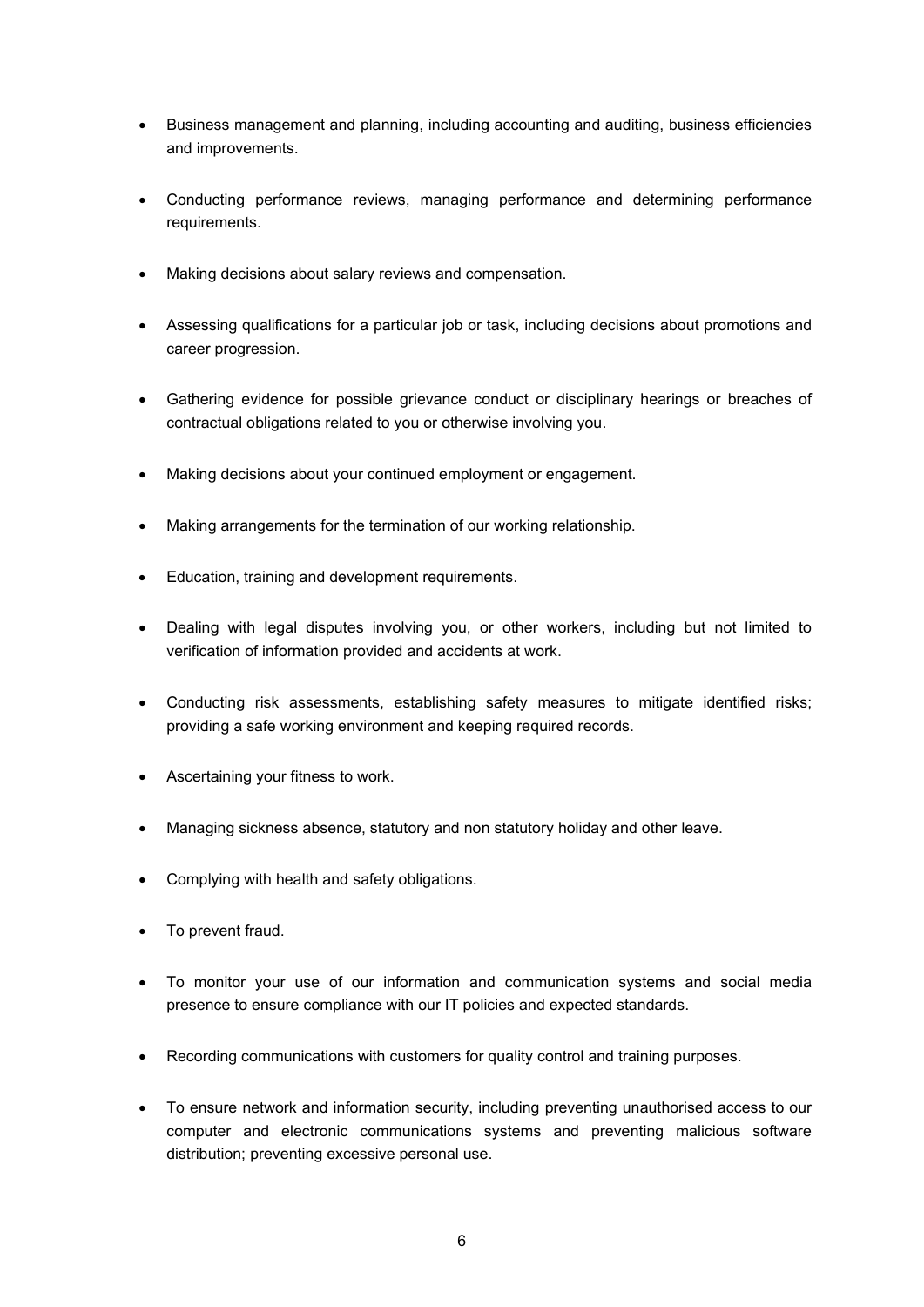- Business management and planning, including accounting and auditing, business efficiencies and improvements.
- Conducting performance reviews, managing performance and determining performance requirements.
- Making decisions about salary reviews and compensation.
- Assessing qualifications for a particular job or task, including decisions about promotions and career progression.
- Gathering evidence for possible grievance conduct or disciplinary hearings or breaches of contractual obligations related to you or otherwise involving you.
- Making decisions about your continued employment or engagement.
- Making arrangements for the termination of our working relationship.
- Education, training and development requirements.
- Dealing with legal disputes involving you, or other workers, including but not limited to verification of information provided and accidents at work.
- Conducting risk assessments, establishing safety measures to mitigate identified risks; providing a safe working environment and keeping required records.
- Ascertaining your fitness to work.
- Managing sickness absence, statutory and non statutory holiday and other leave.
- Complying with health and safety obligations.
- To prevent fraud.
- To monitor your use of our information and communication systems and social media presence to ensure compliance with our IT policies and expected standards.
- Recording communications with customers for quality control and training purposes.
- To ensure network and information security, including preventing unauthorised access to our computer and electronic communications systems and preventing malicious software distribution; preventing excessive personal use.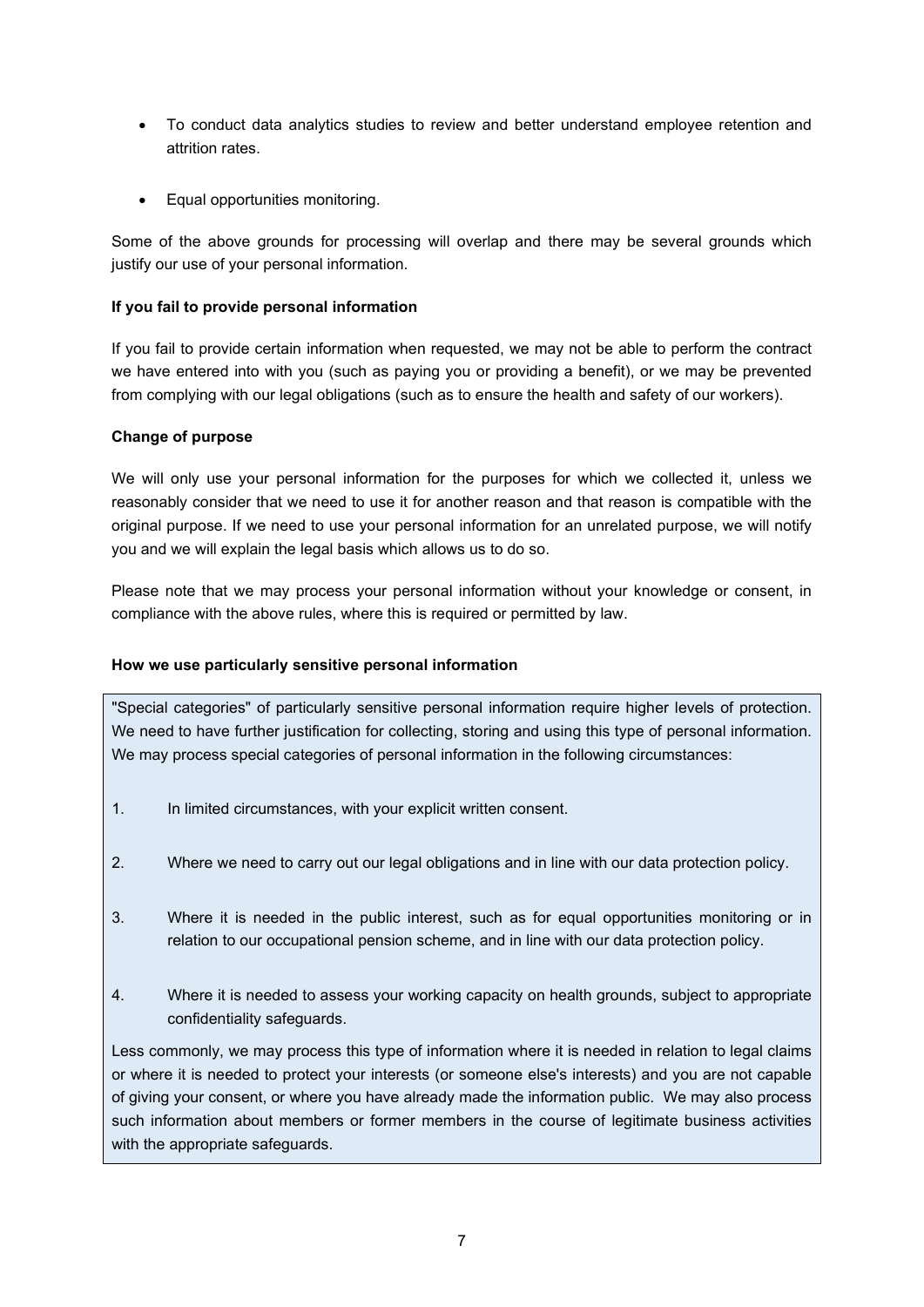- To conduct data analytics studies to review and better understand employee retention and attrition rates.

- Equal opportunities monitoring.

Some of the above grounds for processing will overlap and there may be several grounds which justify our use of your personal information.

**If you fail to provide personal information**

If you fail to provide certain information when requested, we may not be able to perform the contract we have entered into with you (such as paying you or providing a benefit), or we may be prevented from complying with our legal obligations (such as to ensure the health and safety of our workers).

**Change of purpose**

We will only use your personal information for the purposes for which we collected it, unless we reasonably consider that we need to use it for another reason and that reason is compatible with the original purpose. If we need to use your personal information for an unrelated purpose, we will notify you and we will explain the legal basis which allows us to do so.

Please note that we may process your personal information without your knowledge or consent, in compliance with the above rules, where this is required or permitted by law.

**How we use particularly sensitive personal information**

"Special categories" of particularly sensitive personal information require higher levels of protection. We need to have further justification for collecting, storing and using this type of personal information. We may process special categories of personal information in the following circumstances:

1. In limited circumstances, with your explicit written consent.

2. Where we need to carry out our legal obligations and in line with our data protection policy.

3. Where it is needed in the public interest, such as for equal opportunities monitoring or in relation to our occupational pension scheme, and in line with our data protection policy.

4. Where it is needed to assess your working capacity on health grounds, subject to appropriate confidentiality safeguards.

Less commonly, we may process this type of information where it is needed in relation to legal claims or where it is needed to protect your interests (or someone else's interests) and you are not capable of giving your consent, or where you have already made the information public. We may also process such information about members or former members in the course of legitimate business activities with the appropriate safeguards.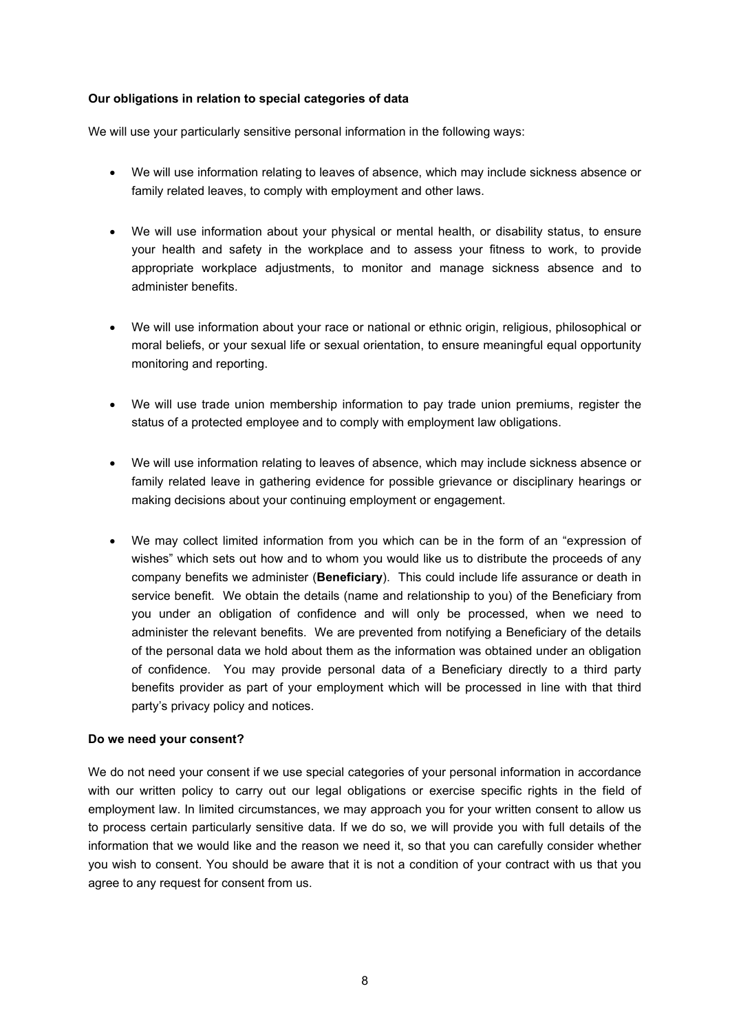**Our obligations in relation to special categories of data**

We will use your particularly sensitive personal information in the following ways:

- We will use information relating to leaves of absence, which may include sickness absence or family related leaves, to comply with employment and other laws.

- We will use information about your physical or mental health, or disability status, to ensure your health and safety in the workplace and to assess your fitness to work, to provide appropriate workplace adjustments, to monitor and manage sickness absence and to administer benefits.

- We will use information about your race or national or ethnic origin, religious, philosophical or moral beliefs, or your sexual life or sexual orientation, to ensure meaningful equal opportunity monitoring and reporting.

- We will use trade union membership information to pay trade union premiums, register the status of a protected employee and to comply with employment law obligations.

- We will use information relating to leaves of absence, which may include sickness absence or family related leave in gathering evidence for possible grievance or disciplinary hearings or making decisions about your continuing employment or engagement.

- We may collect limited information from you which can be in the form of an "expression of wishes" which sets out how and to whom you would like us to distribute the proceeds of any company benefits we administer (**Beneficiary**). This could include life assurance or death in service benefit. We obtain the details (name and relationship to you) of the Beneficiary from you under an obligation of confidence and will only be processed, when we need to administer the relevant benefits. We are prevented from notifying a Beneficiary of the details of the personal data we hold about them as the information was obtained under an obligation of confidence. You may provide personal data of a Beneficiary directly to a third party benefits provider as part of your employment which will be processed in line with that third party's privacy policy and notices.

**Do we need your consent?**

We do not need your consent if we use special categories of your personal information in accordance with our written policy to carry out our legal obligations or exercise specific rights in the field of employment law. In limited circumstances, we may approach you for your written consent to allow us to process certain particularly sensitive data. If we do so, we will provide you with full details of the information that we would like and the reason we need it, so that you can carefully consider whether you wish to consent. You should be aware that it is not a condition of your contract with us that you agree to any request for consent from us.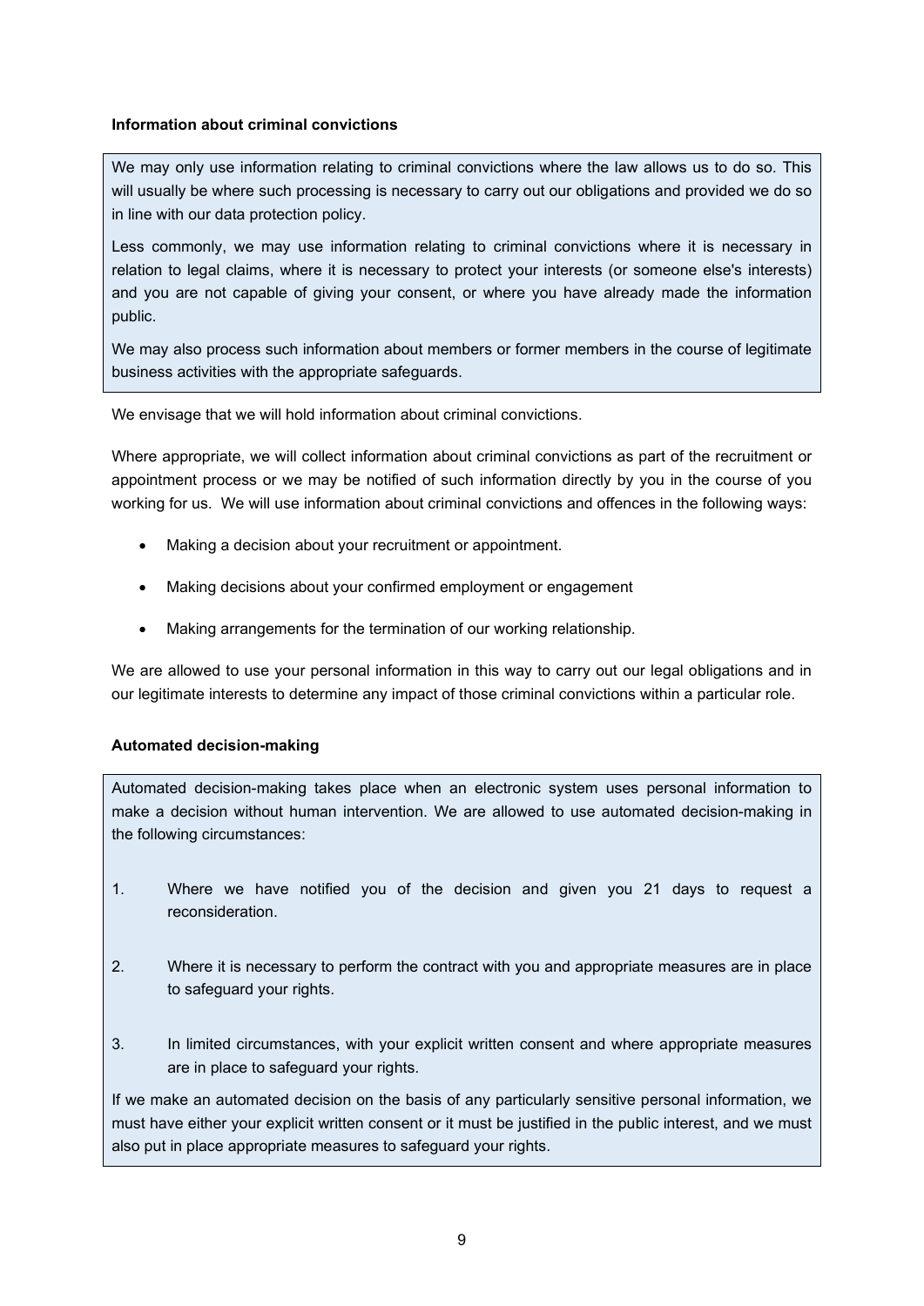**Information about criminal convictions**

We may only use information relating to criminal convictions where the law allows us to do so. This will usually be where such processing is necessary to carry out our obligations and provided we do so in line with our data protection policy.

Less commonly, we may use information relating to criminal convictions where it is necessary in relation to legal claims, where it is necessary to protect your interests (or someone else's interests) and you are not capable of giving your consent, or where you have already made the information public.

We may also process such information about members or former members in the course of legitimate business activities with the appropriate safeguards.

We envisage that we will hold information about criminal convictions.

Where appropriate, we will collect information about criminal convictions as part of the recruitment or appointment process or we may be notified of such information directly by you in the course of you working for us. We will use information about criminal convictions and offences in the following ways:

- Making a decision about your recruitment or appointment.
- Making decisions about your confirmed employment or engagement
- Making arrangements for the termination of our working relationship.

We are allowed to use your personal information in this way to carry out our legal obligations and in our legitimate interests to determine any impact of those criminal convictions within a particular role.

**Automated decision-making**

Automated decision-making takes place when an electronic system uses personal information to make a decision without human intervention. We are allowed to use automated decision-making in the following circumstances:

1. Where we have notified you of the decision and given you 21 days to request a reconsideration.
2. Where it is necessary to perform the contract with you and appropriate measures are in place to safeguard your rights.
3. In limited circumstances, with your explicit written consent and where appropriate measures are in place to safeguard your rights.

If we make an automated decision on the basis of any particularly sensitive personal information, we must have either your explicit written consent or it must be justified in the public interest, and we must also put in place appropriate measures to safeguard your rights.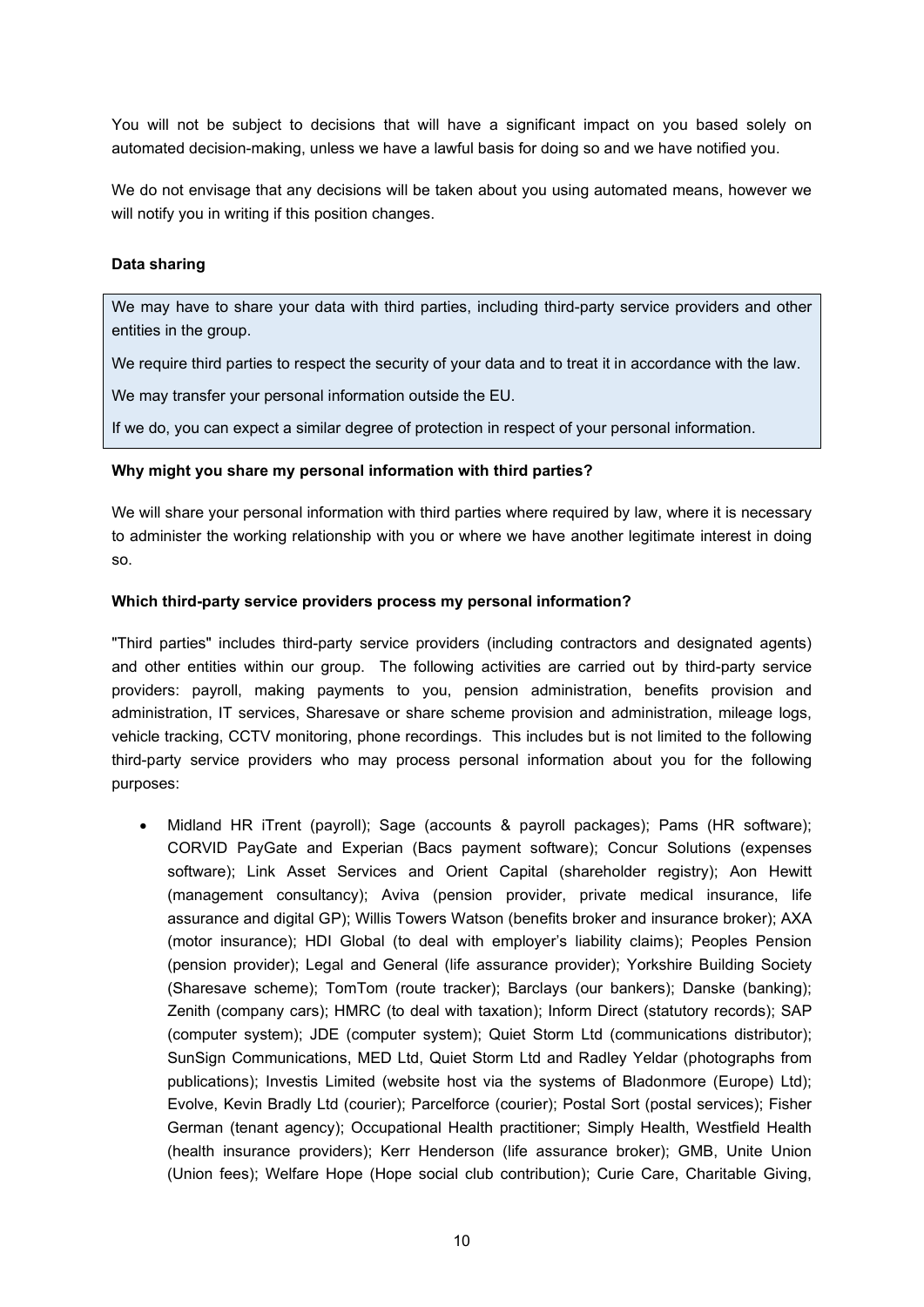You will not be subject to decisions that will have a significant impact on you based solely on automated decision-making, unless we have a lawful basis for doing so and we have notified you.

We do not envisage that any decisions will be taken about you using automated means, however we will notify you in writing if this position changes.

**Data sharing**

> We may have to share your data with third parties, including third-party service providers and other entities in the group.
>
> We require third parties to respect the security of your data and to treat it in accordance with the law.
>
> We may transfer your personal information outside the EU.
>
> If we do, you can expect a similar degree of protection in respect of your personal information.

**Why might you share my personal information with third parties?**

We will share your personal information with third parties where required by law, where it is necessary to administer the working relationship with you or where we have another legitimate interest in doing so.

**Which third-party service providers process my personal information?**

"Third parties" includes third-party service providers (including contractors and designated agents) and other entities within our group. The following activities are carried out by third-party service providers: payroll, making payments to you, pension administration, benefits provision and administration, IT services, Sharesave or share scheme provision and administration, mileage logs, vehicle tracking, CCTV monitoring, phone recordings. This includes but is not limited to the following third-party service providers who may process personal information about you for the following purposes:

- Midland HR iTrent (payroll); Sage (accounts & payroll packages); Pams (HR software); CORVID PayGate and Experian (Bacs payment software); Concur Solutions (expenses software); Link Asset Services and Orient Capital (shareholder registry); Aon Hewitt (management consultancy); Aviva (pension provider, private medical insurance, life assurance and digital GP); Willis Towers Watson (benefits broker and insurance broker); AXA (motor insurance); HDI Global (to deal with employer's liability claims); Peoples Pension (pension provider); Legal and General (life assurance provider); Yorkshire Building Society (Sharesave scheme); TomTom (route tracker); Barclays (our bankers); Danske (banking); Zenith (company cars); HMRC (to deal with taxation); Inform Direct (statutory records); SAP (computer system); JDE (computer system); Quiet Storm Ltd (communications distributor); SunSign Communications, MED Ltd, Quiet Storm Ltd and Radley Yeldar (photographs from publications); Investis Limited (website host via the systems of Bladonmore (Europe) Ltd); Evolve, Kevin Bradly Ltd (courier); Parcelforce (courier); Postal Sort (postal services); Fisher German (tenant agency); Occupational Health practitioner; Simply Health, Westfield Health (health insurance providers); Kerr Henderson (life assurance broker); GMB, Unite Union (Union fees); Welfare Hope (Hope social club contribution); Curie Care, Charitable Giving,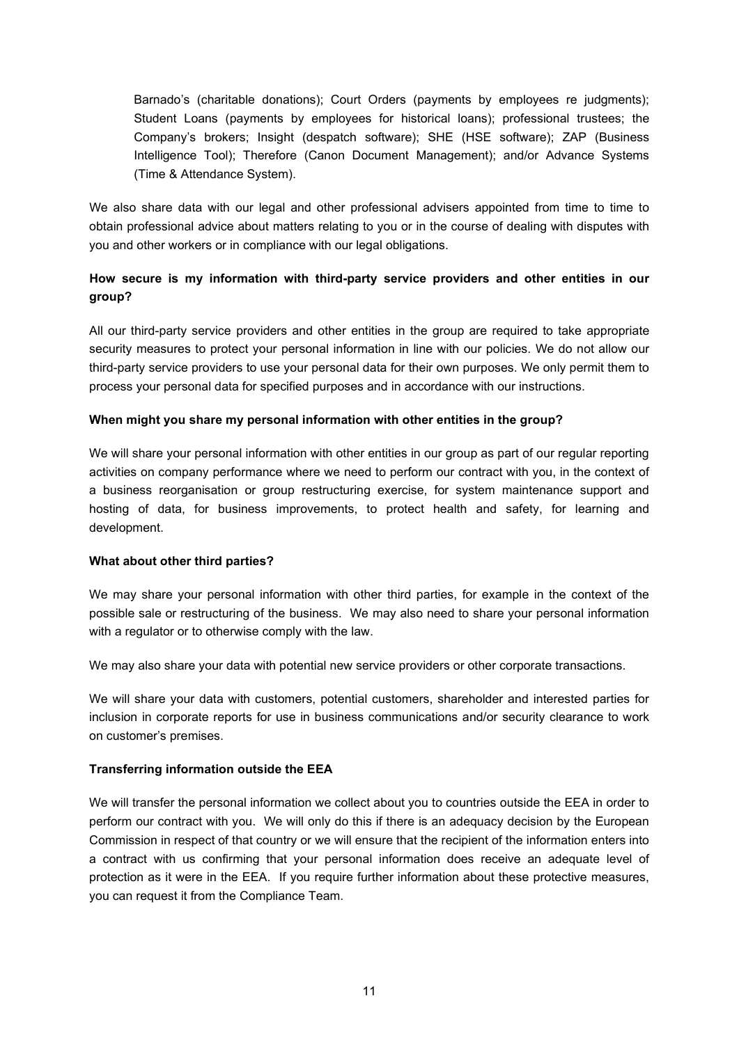Barnado's (charitable donations); Court Orders (payments by employees re judgments); Student Loans (payments by employees for historical loans); professional trustees; the Company's brokers; Insight (despatch software); SHE (HSE software); ZAP (Business Intelligence Tool); Therefore (Canon Document Management); and/or Advance Systems (Time & Attendance System).

We also share data with our legal and other professional advisers appointed from time to time to obtain professional advice about matters relating to you or in the course of dealing with disputes with you and other workers or in compliance with our legal obligations.

**How secure is my information with third-party service providers and other entities in our group?**

All our third-party service providers and other entities in the group are required to take appropriate security measures to protect your personal information in line with our policies. We do not allow our third-party service providers to use your personal data for their own purposes. We only permit them to process your personal data for specified purposes and in accordance with our instructions.

**When might you share my personal information with other entities in the group?**

We will share your personal information with other entities in our group as part of our regular reporting activities on company performance where we need to perform our contract with you, in the context of a business reorganisation or group restructuring exercise, for system maintenance support and hosting of data, for business improvements, to protect health and safety, for learning and development.

**What about other third parties?**

We may share your personal information with other third parties, for example in the context of the possible sale or restructuring of the business. We may also need to share your personal information with a regulator or to otherwise comply with the law.

We may also share your data with potential new service providers or other corporate transactions.

We will share your data with customers, potential customers, shareholder and interested parties for inclusion in corporate reports for use in business communications and/or security clearance to work on customer's premises.

**Transferring information outside the EEA**

We will transfer the personal information we collect about you to countries outside the EEA in order to perform our contract with you. We will only do this if there is an adequacy decision by the European Commission in respect of that country or we will ensure that the recipient of the information enters into a contract with us confirming that your personal information does receive an adequate level of protection as it were in the EEA. If you require further information about these protective measures, you can request it from the Compliance Team.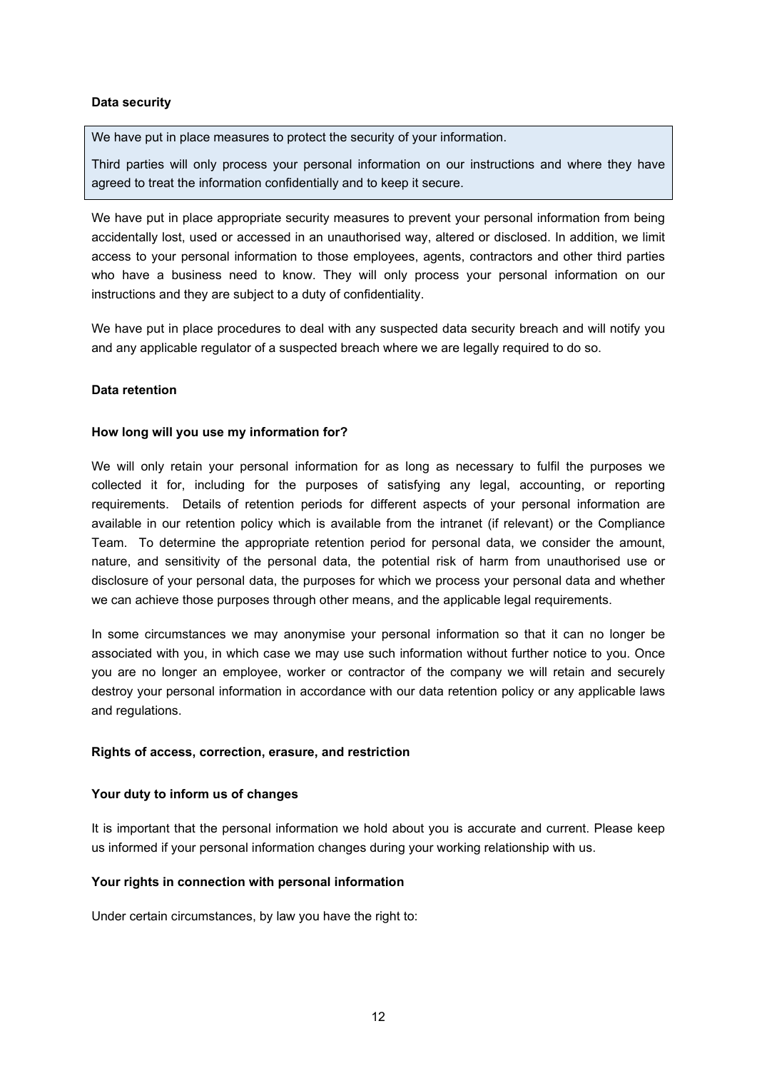**Data security**

> We have put in place measures to protect the security of your information.
>
> Third parties will only process your personal information on our instructions and where they have agreed to treat the information confidentially and to keep it secure.

We have put in place appropriate security measures to prevent your personal information from being accidentally lost, used or accessed in an unauthorised way, altered or disclosed. In addition, we limit access to your personal information to those employees, agents, contractors and other third parties who have a business need to know. They will only process your personal information on our instructions and they are subject to a duty of confidentiality.

We have put in place procedures to deal with any suspected data security breach and will notify you and any applicable regulator of a suspected breach where we are legally required to do so.

**Data retention**

**How long will you use my information for?**

We will only retain your personal information for as long as necessary to fulfil the purposes we collected it for, including for the purposes of satisfying any legal, accounting, or reporting requirements. Details of retention periods for different aspects of your personal information are available in our retention policy which is available from the intranet (if relevant) or the Compliance Team. To determine the appropriate retention period for personal data, we consider the amount, nature, and sensitivity of the personal data, the potential risk of harm from unauthorised use or disclosure of your personal data, the purposes for which we process your personal data and whether we can achieve those purposes through other means, and the applicable legal requirements.

In some circumstances we may anonymise your personal information so that it can no longer be associated with you, in which case we may use such information without further notice to you. Once you are no longer an employee, worker or contractor of the company we will retain and securely destroy your personal information in accordance with our data retention policy or any applicable laws and regulations.

**Rights of access, correction, erasure, and restriction**

**Your duty to inform us of changes**

It is important that the personal information we hold about you is accurate and current. Please keep us informed if your personal information changes during your working relationship with us.

**Your rights in connection with personal information**

Under certain circumstances, by law you have the right to: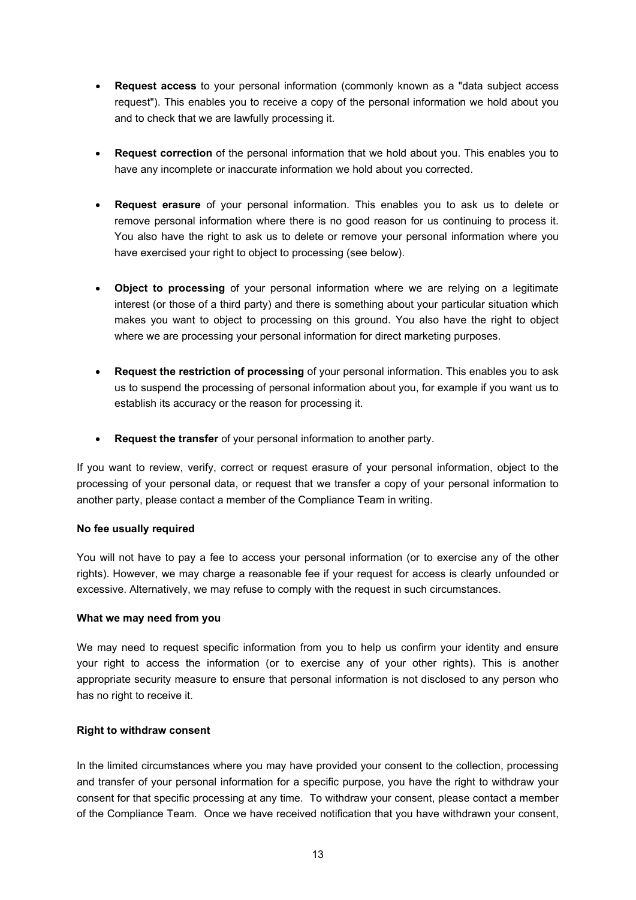- **Request access** to your personal information (commonly known as a "data subject access request"). This enables you to receive a copy of the personal information we hold about you and to check that we are lawfully processing it.

- **Request correction** of the personal information that we hold about you. This enables you to have any incomplete or inaccurate information we hold about you corrected.

- **Request erasure** of your personal information. This enables you to ask us to delete or remove personal information where there is no good reason for us continuing to process it. You also have the right to ask us to delete or remove your personal information where you have exercised your right to object to processing (see below).

- **Object to processing** of your personal information where we are relying on a legitimate interest (or those of a third party) and there is something about your particular situation which makes you want to object to processing on this ground. You also have the right to object where we are processing your personal information for direct marketing purposes.

- **Request the restriction of processing** of your personal information. This enables you to ask us to suspend the processing of personal information about you, for example if you want us to establish its accuracy or the reason for processing it.

- **Request the transfer** of your personal information to another party.

If you want to review, verify, correct or request erasure of your personal information, object to the processing of your personal data, or request that we transfer a copy of your personal information to another party, please contact a member of the Compliance Team in writing.

**No fee usually required**

You will not have to pay a fee to access your personal information (or to exercise any of the other rights). However, we may charge a reasonable fee if your request for access is clearly unfounded or excessive. Alternatively, we may refuse to comply with the request in such circumstances.

**What we may need from you**

We may need to request specific information from you to help us confirm your identity and ensure your right to access the information (or to exercise any of your other rights). This is another appropriate security measure to ensure that personal information is not disclosed to any person who has no right to receive it.

**Right to withdraw consent**

In the limited circumstances where you may have provided your consent to the collection, processing and transfer of your personal information for a specific purpose, you have the right to withdraw your consent for that specific processing at any time. To withdraw your consent, please contact a member of the Compliance Team. Once we have received notification that you have withdrawn your consent,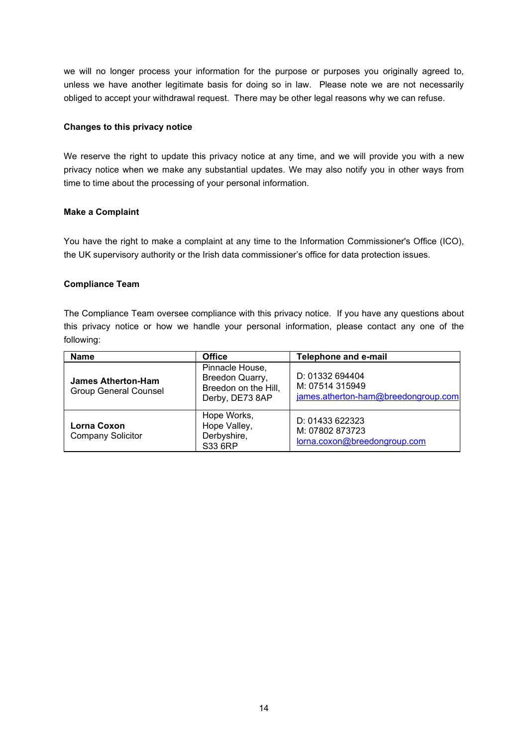we will no longer process your information for the purpose or purposes you originally agreed to, unless we have another legitimate basis for doing so in law. Please note we are not necessarily obliged to accept your withdrawal request. There may be other legal reasons why we can refuse.

**Changes to this privacy notice**

We reserve the right to update this privacy notice at any time, and we will provide you with a new privacy notice when we make any substantial updates. We may also notify you in other ways from time to time about the processing of your personal information.

**Make a Complaint**

You have the right to make a complaint at any time to the Information Commissioner's Office (ICO), the UK supervisory authority or the Irish data commissioner's office for data protection issues.

**Compliance Team**

The Compliance Team oversee compliance with this privacy notice. If you have any questions about this privacy notice or how we handle your personal information, please contact any one of the following:

| Name | Office | Telephone and e-mail |
|---|---|---|
| **James Atherton-Ham** Group General Counsel | Pinnacle House, Breedon Quarry, Breedon on the Hill, Derby, DE73 8AP | D: 01332 694404 M: 07514 315949 james.atherton-ham@breedongroup.com |
| **Lorna Coxon** Company Solicitor | Hope Works, Hope Valley, Derbyshire, S33 6RP | D: 01433 622323 M: 07802 873723 lorna.coxon@breedongroup.com |